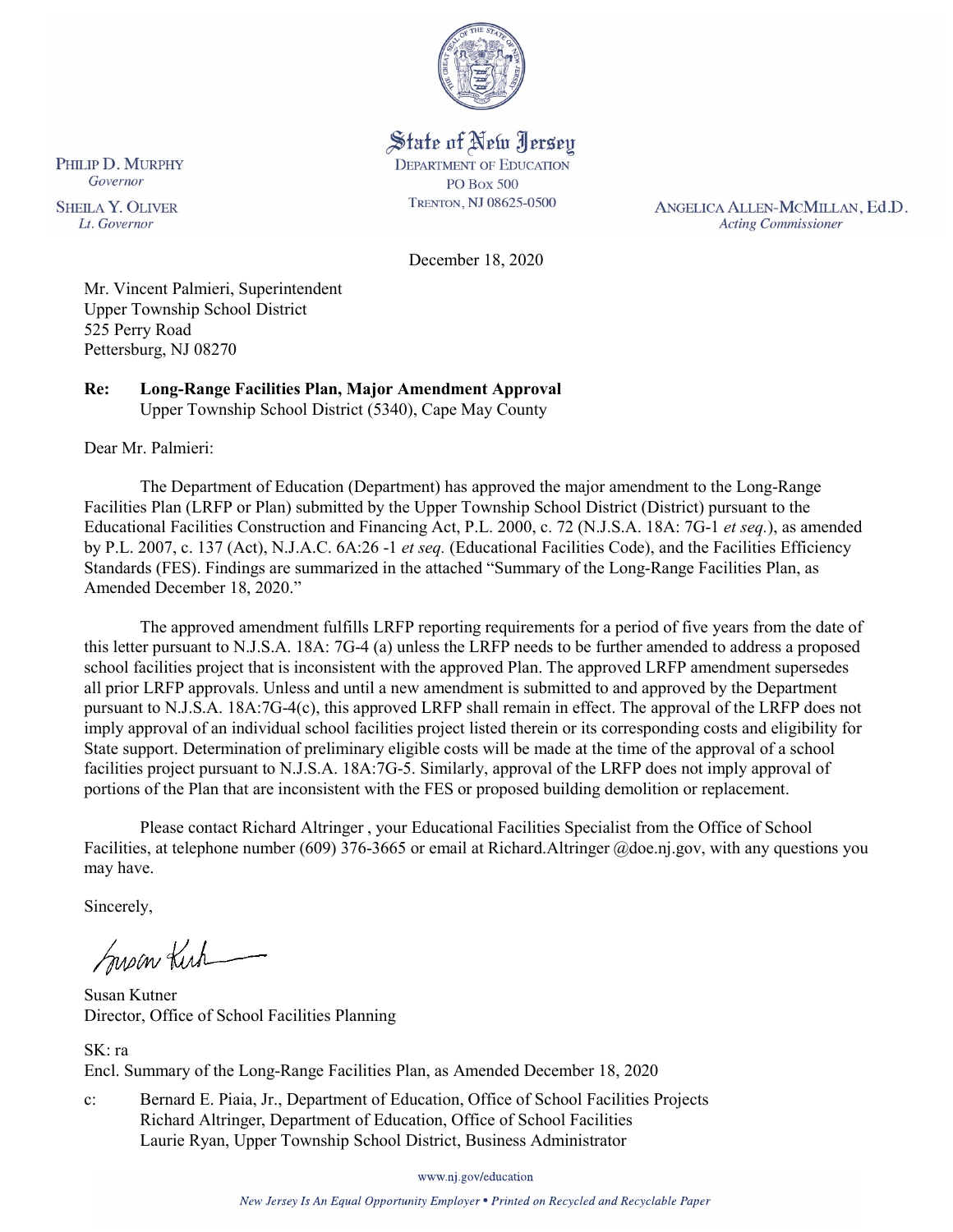State of New Jersey
DEPARTMENT OF EDUCATION
PO Box 500
TRENTON, NJ 08625-0500

PHILIP D. MURPHY
*Governor*

SHEILA Y. OLIVER
*Lt. Governor*

ANGELICA ALLEN-MCMILLAN, Ed.D.
*Acting Commissioner*

December 18, 2020

Mr. Vincent Palmieri, Superintendent
Upper Township School District
525 Perry Road
Pettersburg, NJ 08270

**Re: Long-Range Facilities Plan, Major Amendment Approval**
Upper Township School District (5340), Cape May County

Dear Mr. Palmieri:

The Department of Education (Department) has approved the major amendment to the Long-Range Facilities Plan (LRFP or Plan) submitted by the Upper Township School District (District) pursuant to the Educational Facilities Construction and Financing Act, P.L. 2000, c. 72 (N.J.S.A. 18A: 7G-1 *et seq.*), as amended by P.L. 2007, c. 137 (Act), N.J.A.C. 6A:26 -1 *et seq.* (Educational Facilities Code), and the Facilities Efficiency Standards (FES). Findings are summarized in the attached "Summary of the Long-Range Facilities Plan, as Amended December 18, 2020."

The approved amendment fulfills LRFP reporting requirements for a period of five years from the date of this letter pursuant to N.J.S.A. 18A: 7G-4 (a) unless the LRFP needs to be further amended to address a proposed school facilities project that is inconsistent with the approved Plan. The approved LRFP amendment supersedes all prior LRFP approvals. Unless and until a new amendment is submitted to and approved by the Department pursuant to N.J.S.A. 18A:7G-4(c), this approved LRFP shall remain in effect. The approval of the LRFP does not imply approval of an individual school facilities project listed therein or its corresponding costs and eligibility for State support. Determination of preliminary eligible costs will be made at the time of the approval of a school facilities project pursuant to N.J.S.A. 18A:7G-5. Similarly, approval of the LRFP does not imply approval of portions of the Plan that are inconsistent with the FES or proposed building demolition or replacement.

Please contact Richard Altringer , your Educational Facilities Specialist from the Office of School Facilities, at telephone number (609) 376-3665 or email at Richard.Altringer @doe.nj.gov, with any questions you may have.

Sincerely,

Susan Kutner
Director, Office of School Facilities Planning

SK: ra
Encl. Summary of the Long-Range Facilities Plan, as Amended December 18, 2020

c: Bernard E. Piaia, Jr., Department of Education, Office of School Facilities Projects
Richard Altringer, Department of Education, Office of School Facilities
Laurie Ryan, Upper Township School District, Business Administrator

www.nj.gov/education

*New Jersey Is An Equal Opportunity Employer • Printed on Recycled and Recyclable Paper*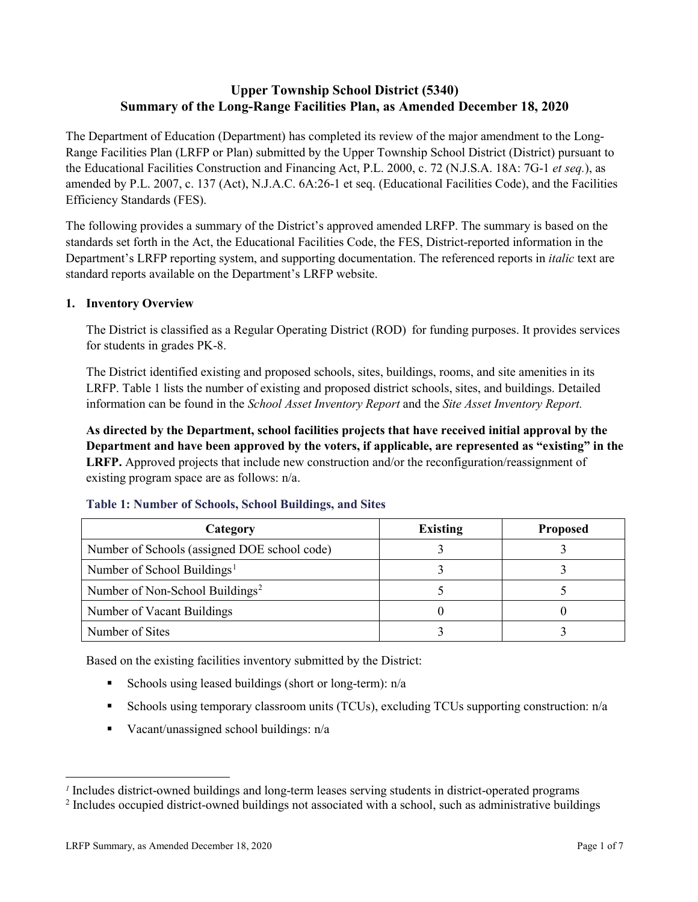# Upper Township School District (5340)
## Summary of the Long-Range Facilities Plan, as Amended December 18, 2020

The Department of Education (Department) has completed its review of the major amendment to the Long-Range Facilities Plan (LRFP or Plan) submitted by the Upper Township School District (District) pursuant to the Educational Facilities Construction and Financing Act, P.L. 2000, c. 72 (N.J.S.A. 18A: 7G-1 *et seq.*), as amended by P.L. 2007, c. 137 (Act), N.J.A.C. 6A:26-1 et seq. (Educational Facilities Code), and the Facilities Efficiency Standards (FES).

The following provides a summary of the District's approved amended LRFP. The summary is based on the standards set forth in the Act, the Educational Facilities Code, the FES, District-reported information in the Department's LRFP reporting system, and supporting documentation. The referenced reports in *italic* text are standard reports available on the Department's LRFP website.

### 1. Inventory Overview

The District is classified as a Regular Operating District (ROD) for funding purposes. It provides services for students in grades PK-8.

The District identified existing and proposed schools, sites, buildings, rooms, and site amenities in its LRFP. Table 1 lists the number of existing and proposed district schools, sites, and buildings. Detailed information can be found in the *School Asset Inventory Report* and the *Site Asset Inventory Report.*

**As directed by the Department, school facilities projects that have received initial approval by the Department and have been approved by the voters, if applicable, are represented as "existing" in the LRFP.** Approved projects that include new construction and/or the reconfiguration/reassignment of existing program space are as follows: n/a.

**Table 1: Number of Schools, School Buildings, and Sites**

| Category | Existing | Proposed |
|---|---|---|
| Number of Schools (assigned DOE school code) | 3 | 3 |
| Number of School Buildings[1] | 3 | 3 |
| Number of Non-School Buildings[2] | 5 | 5 |
| Number of Vacant Buildings | 0 | 0 |
| Number of Sites | 3 | 3 |

Based on the existing facilities inventory submitted by the District:

- Schools using leased buildings (short or long-term): n/a
- Schools using temporary classroom units (TCUs), excluding TCUs supporting construction: n/a
- Vacant/unassigned school buildings: n/a

[1] Includes district-owned buildings and long-term leases serving students in district-operated programs

[2] Includes occupied district-owned buildings not associated with a school, such as administrative buildings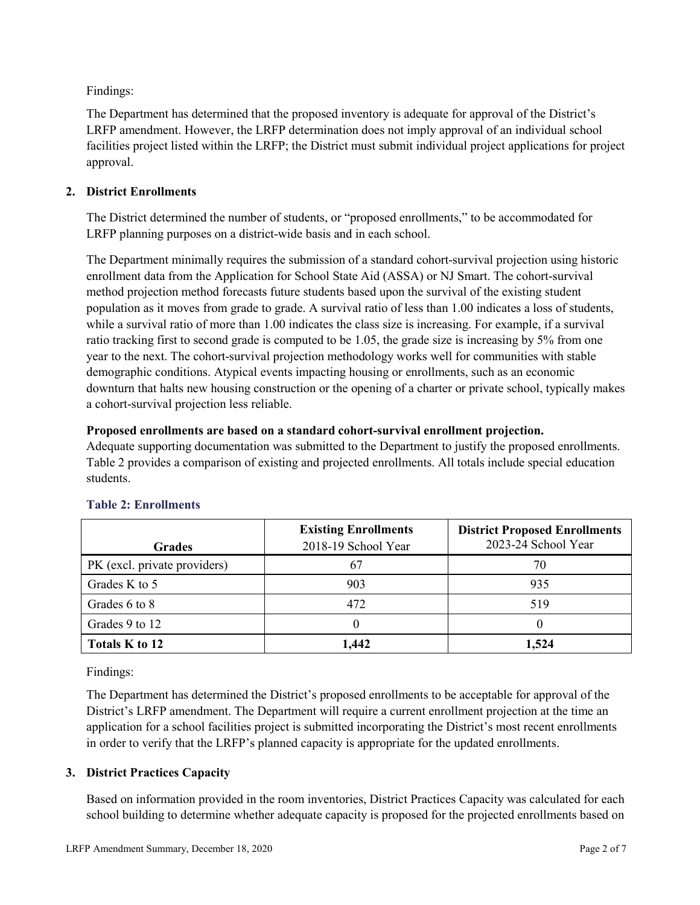Findings:

The Department has determined that the proposed inventory is adequate for approval of the District's LRFP amendment. However, the LRFP determination does not imply approval of an individual school facilities project listed within the LRFP; the District must submit individual project applications for project approval.

## 2. District Enrollments

The District determined the number of students, or "proposed enrollments," to be accommodated for LRFP planning purposes on a district-wide basis and in each school.

The Department minimally requires the submission of a standard cohort-survival projection using historic enrollment data from the Application for School State Aid (ASSA) or NJ Smart. The cohort-survival method projection method forecasts future students based upon the survival of the existing student population as it moves from grade to grade. A survival ratio of less than 1.00 indicates a loss of students, while a survival ratio of more than 1.00 indicates the class size is increasing. For example, if a survival ratio tracking first to second grade is computed to be 1.05, the grade size is increasing by 5% from one year to the next. The cohort-survival projection methodology works well for communities with stable demographic conditions. Atypical events impacting housing or enrollments, such as an economic downturn that halts new housing construction or the opening of a charter or private school, typically makes a cohort-survival projection less reliable.

**Proposed enrollments are based on a standard cohort-survival enrollment projection.**
Adequate supporting documentation was submitted to the Department to justify the proposed enrollments. Table 2 provides a comparison of existing and projected enrollments. All totals include special education students.

### Table 2: Enrollments

| Grades | **Existing Enrollments** 2018-19 School Year | **District Proposed Enrollments** 2023-24 School Year |
|---|---|---|
| PK (excl. private providers) | 67 | 70 |
| Grades K to 5 | 903 | 935 |
| Grades 6 to 8 | 472 | 519 |
| Grades 9 to 12 | 0 | 0 |
| **Totals K to 12** | **1,442** | **1,524** |

Findings:

The Department has determined the District's proposed enrollments to be acceptable for approval of the District's LRFP amendment. The Department will require a current enrollment projection at the time an application for a school facilities project is submitted incorporating the District's most recent enrollments in order to verify that the LRFP's planned capacity is appropriate for the updated enrollments.

## 3. District Practices Capacity

Based on information provided in the room inventories, District Practices Capacity was calculated for each school building to determine whether adequate capacity is proposed for the projected enrollments based on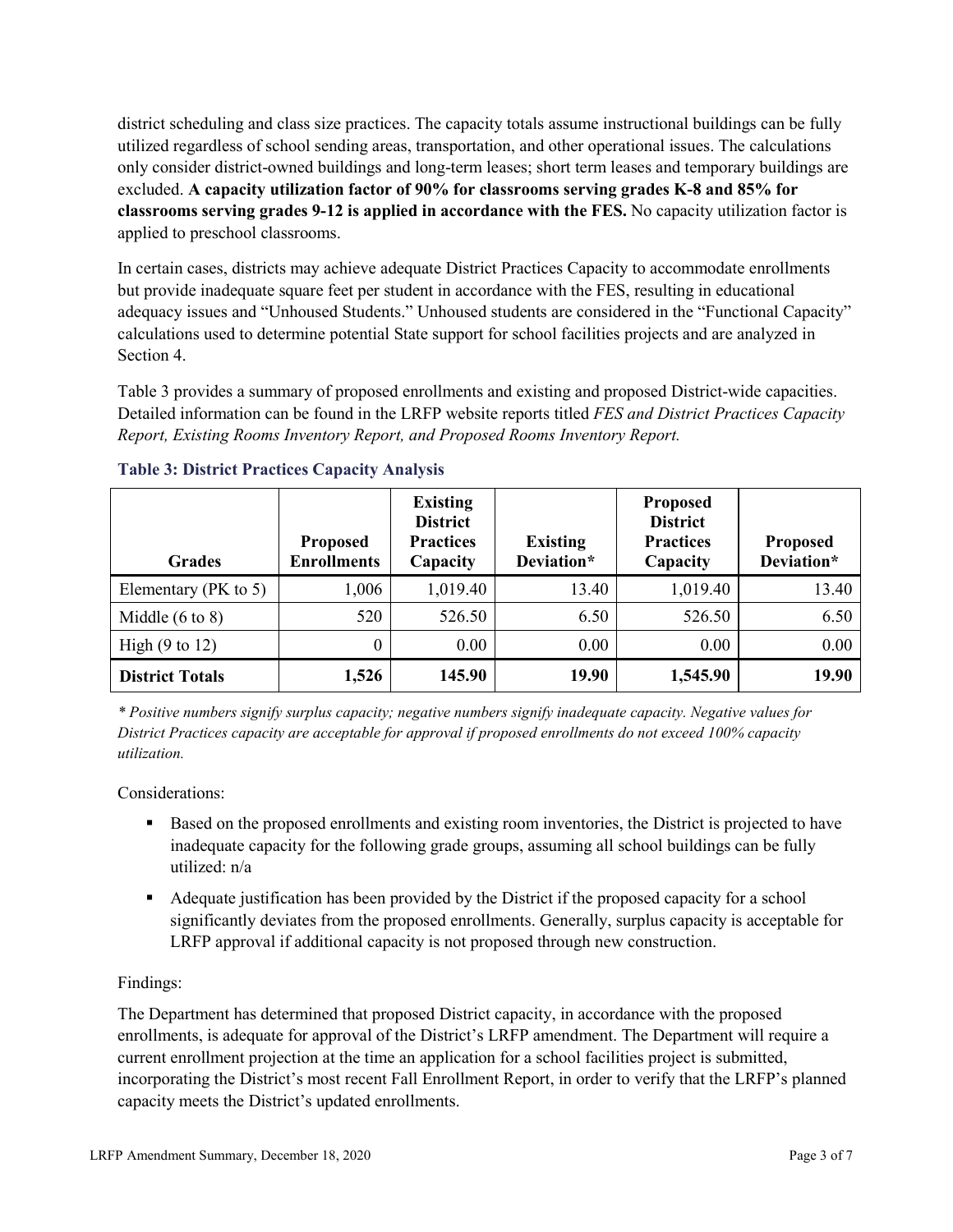district scheduling and class size practices. The capacity totals assume instructional buildings can be fully utilized regardless of school sending areas, transportation, and other operational issues. The calculations only consider district-owned buildings and long-term leases; short term leases and temporary buildings are excluded. **A capacity utilization factor of 90% for classrooms serving grades K-8 and 85% for classrooms serving grades 9-12 is applied in accordance with the FES.** No capacity utilization factor is applied to preschool classrooms.

In certain cases, districts may achieve adequate District Practices Capacity to accommodate enrollments but provide inadequate square feet per student in accordance with the FES, resulting in educational adequacy issues and "Unhoused Students." Unhoused students are considered in the "Functional Capacity" calculations used to determine potential State support for school facilities projects and are analyzed in Section 4.

Table 3 provides a summary of proposed enrollments and existing and proposed District-wide capacities. Detailed information can be found in the LRFP website reports titled *FES and District Practices Capacity Report, Existing Rooms Inventory Report, and Proposed Rooms Inventory Report.*

### Table 3: District Practices Capacity Analysis

| Grades | Proposed Enrollments | Existing District Practices Capacity | Existing Deviation* | Proposed District Practices Capacity | Proposed Deviation* |
|---|---|---|---|---|---|
| Elementary (PK to 5) | 1,006 | 1,019.40 | 13.40 | 1,019.40 | 13.40 |
| Middle (6 to 8) | 520 | 526.50 | 6.50 | 526.50 | 6.50 |
| High (9 to 12) | 0 | 0.00 | 0.00 | 0.00 | 0.00 |
| **District Totals** | **1,526** | **145.90** | **19.90** | **1,545.90** | **19.90** |

*\* Positive numbers signify surplus capacity; negative numbers signify inadequate capacity. Negative values for District Practices capacity are acceptable for approval if proposed enrollments do not exceed 100% capacity utilization.*

Considerations:

- Based on the proposed enrollments and existing room inventories, the District is projected to have inadequate capacity for the following grade groups, assuming all school buildings can be fully utilized: n/a
- Adequate justification has been provided by the District if the proposed capacity for a school significantly deviates from the proposed enrollments. Generally, surplus capacity is acceptable for LRFP approval if additional capacity is not proposed through new construction.

Findings:

The Department has determined that proposed District capacity, in accordance with the proposed enrollments, is adequate for approval of the District's LRFP amendment. The Department will require a current enrollment projection at the time an application for a school facilities project is submitted, incorporating the District's most recent Fall Enrollment Report, in order to verify that the LRFP's planned capacity meets the District's updated enrollments.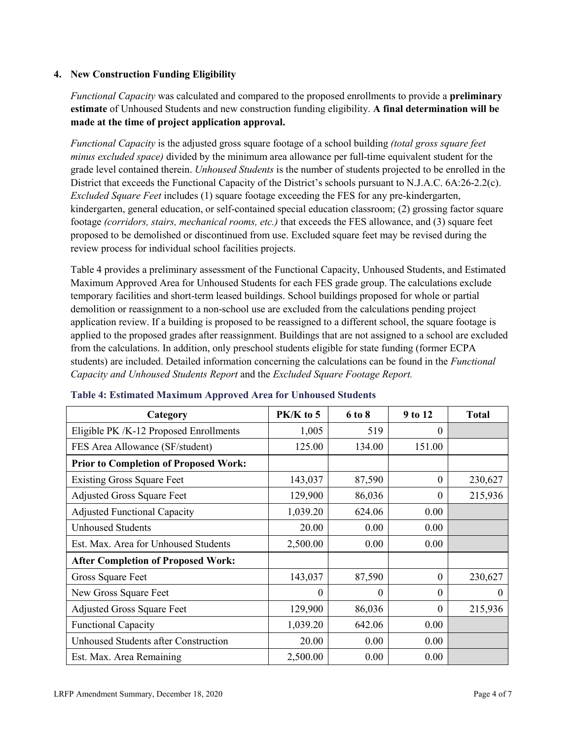## 4. New Construction Funding Eligibility

*Functional Capacity* was calculated and compared to the proposed enrollments to provide a **preliminary estimate** of Unhoused Students and new construction funding eligibility. **A final determination will be made at the time of project application approval.**

*Functional Capacity* is the adjusted gross square footage of a school building *(total gross square feet minus excluded space)* divided by the minimum area allowance per full-time equivalent student for the grade level contained therein. *Unhoused Students* is the number of students projected to be enrolled in the District that exceeds the Functional Capacity of the District's schools pursuant to N.J.A.C. 6A:26-2.2(c). *Excluded Square Feet* includes (1) square footage exceeding the FES for any pre-kindergarten, kindergarten, general education, or self-contained special education classroom; (2) grossing factor square footage *(corridors, stairs, mechanical rooms, etc.)* that exceeds the FES allowance, and (3) square feet proposed to be demolished or discontinued from use. Excluded square feet may be revised during the review process for individual school facilities projects.

Table 4 provides a preliminary assessment of the Functional Capacity, Unhoused Students, and Estimated Maximum Approved Area for Unhoused Students for each FES grade group. The calculations exclude temporary facilities and short-term leased buildings. School buildings proposed for whole or partial demolition or reassignment to a non-school use are excluded from the calculations pending project application review. If a building is proposed to be reassigned to a different school, the square footage is applied to the proposed grades after reassignment. Buildings that are not assigned to a school are excluded from the calculations. In addition, only preschool students eligible for state funding (former ECPA students) are included. Detailed information concerning the calculations can be found in the *Functional Capacity and Unhoused Students Report* and the *Excluded Square Footage Report.*

**Table 4: Estimated Maximum Approved Area for Unhoused Students**

| Category | PK/K to 5 | 6 to 8 | 9 to 12 | Total |
|---|---|---|---|---|
| Eligible PK /K-12 Proposed Enrollments | 1,005 | 519 | 0 | |
| FES Area Allowance (SF/student) | 125.00 | 134.00 | 151.00 | |
| **Prior to Completion of Proposed Work:** | | | | |
| Existing Gross Square Feet | 143,037 | 87,590 | 0 | 230,627 |
| Adjusted Gross Square Feet | 129,900 | 86,036 | 0 | 215,936 |
| Adjusted Functional Capacity | 1,039.20 | 624.06 | 0.00 | |
| Unhoused Students | 20.00 | 0.00 | 0.00 | |
| Est. Max. Area for Unhoused Students | 2,500.00 | 0.00 | 0.00 | |
| **After Completion of Proposed Work:** | | | | |
| Gross Square Feet | 143,037 | 87,590 | 0 | 230,627 |
| New Gross Square Feet | 0 | 0 | 0 | 0 |
| Adjusted Gross Square Feet | 129,900 | 86,036 | 0 | 215,936 |
| Functional Capacity | 1,039.20 | 642.06 | 0.00 | |
| Unhoused Students after Construction | 20.00 | 0.00 | 0.00 | |
| Est. Max. Area Remaining | 2,500.00 | 0.00 | 0.00 | |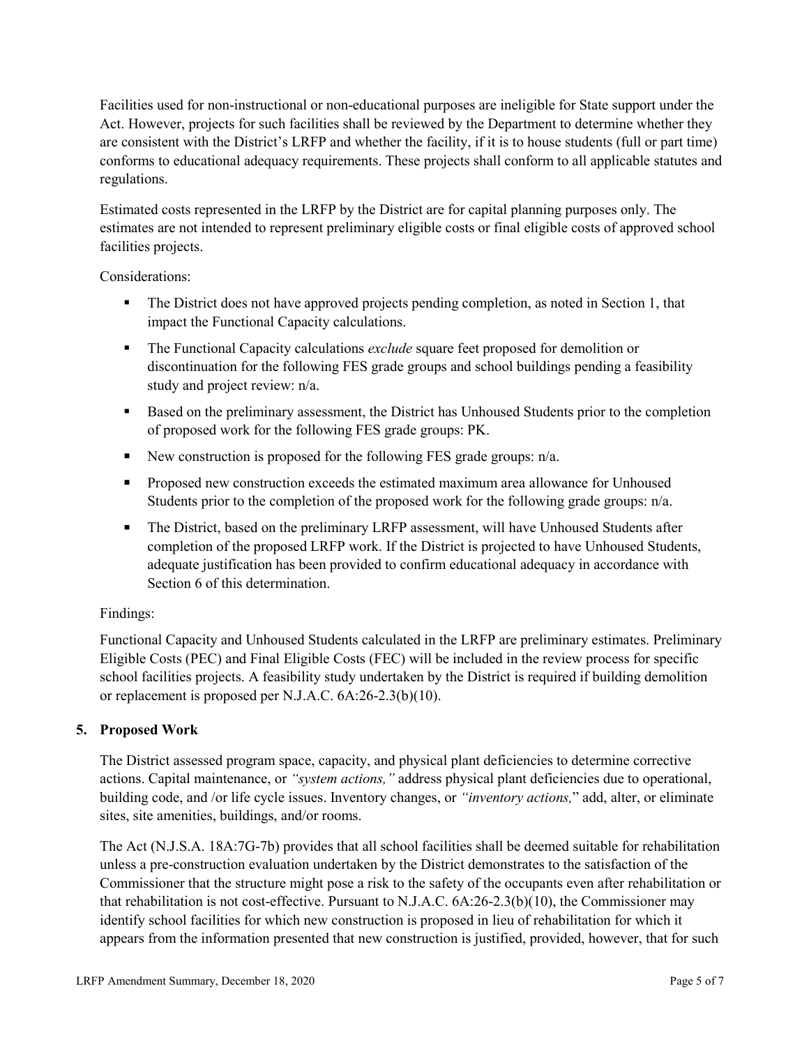Facilities used for non-instructional or non-educational purposes are ineligible for State support under the Act. However, projects for such facilities shall be reviewed by the Department to determine whether they are consistent with the District's LRFP and whether the facility, if it is to house students (full or part time) conforms to educational adequacy requirements. These projects shall conform to all applicable statutes and regulations.

Estimated costs represented in the LRFP by the District are for capital planning purposes only. The estimates are not intended to represent preliminary eligible costs or final eligible costs of approved school facilities projects.

Considerations:

- The District does not have approved projects pending completion, as noted in Section 1, that impact the Functional Capacity calculations.
- The Functional Capacity calculations *exclude* square feet proposed for demolition or discontinuation for the following FES grade groups and school buildings pending a feasibility study and project review: n/a.
- Based on the preliminary assessment, the District has Unhoused Students prior to the completion of proposed work for the following FES grade groups: PK.
- New construction is proposed for the following FES grade groups: n/a.
- Proposed new construction exceeds the estimated maximum area allowance for Unhoused Students prior to the completion of the proposed work for the following grade groups: n/a.
- The District, based on the preliminary LRFP assessment, will have Unhoused Students after completion of the proposed LRFP work. If the District is projected to have Unhoused Students, adequate justification has been provided to confirm educational adequacy in accordance with Section 6 of this determination.

Findings:

Functional Capacity and Unhoused Students calculated in the LRFP are preliminary estimates. Preliminary Eligible Costs (PEC) and Final Eligible Costs (FEC) will be included in the review process for specific school facilities projects. A feasibility study undertaken by the District is required if building demolition or replacement is proposed per N.J.A.C. 6A:26-2.3(b)(10).

## 5. Proposed Work

The District assessed program space, capacity, and physical plant deficiencies to determine corrective actions. Capital maintenance, or *"system actions,"* address physical plant deficiencies due to operational, building code, and /or life cycle issues. Inventory changes, or *"inventory actions,"* add, alter, or eliminate sites, site amenities, buildings, and/or rooms.

The Act (N.J.S.A. 18A:7G-7b) provides that all school facilities shall be deemed suitable for rehabilitation unless a pre-construction evaluation undertaken by the District demonstrates to the satisfaction of the Commissioner that the structure might pose a risk to the safety of the occupants even after rehabilitation or that rehabilitation is not cost-effective. Pursuant to N.J.A.C. 6A:26-2.3(b)(10), the Commissioner may identify school facilities for which new construction is proposed in lieu of rehabilitation for which it appears from the information presented that new construction is justified, provided, however, that for such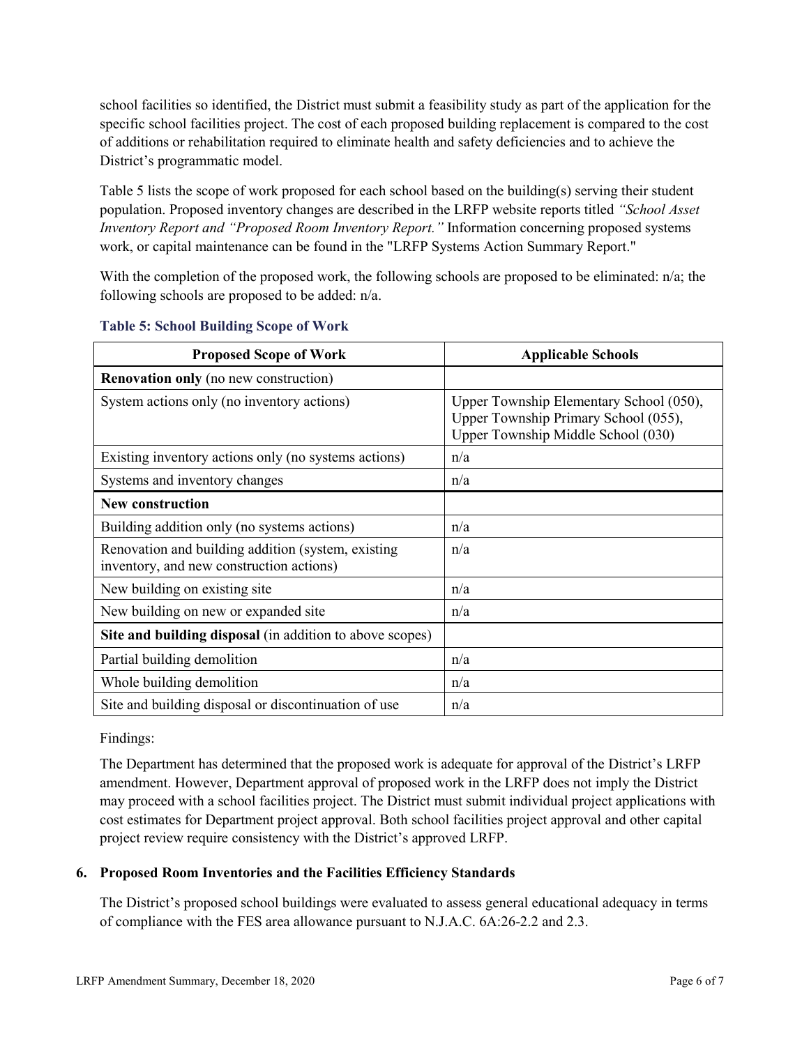school facilities so identified, the District must submit a feasibility study as part of the application for the specific school facilities project. The cost of each proposed building replacement is compared to the cost of additions or rehabilitation required to eliminate health and safety deficiencies and to achieve the District's programmatic model.

Table 5 lists the scope of work proposed for each school based on the building(s) serving their student population. Proposed inventory changes are described in the LRFP website reports titled *"School Asset Inventory Report and "Proposed Room Inventory Report."* Information concerning proposed systems work, or capital maintenance can be found in the "LRFP Systems Action Summary Report."

With the completion of the proposed work, the following schools are proposed to be eliminated: n/a; the following schools are proposed to be added: n/a.

**Table 5: School Building Scope of Work**

| Proposed Scope of Work | Applicable Schools |
|---|---|
| **Renovation only** (no new construction) | |
| System actions only (no inventory actions) | Upper Township Elementary School (050), Upper Township Primary School (055), Upper Township Middle School (030) |
| Existing inventory actions only (no systems actions) | n/a |
| Systems and inventory changes | n/a |
| **New construction** | |
| Building addition only (no systems actions) | n/a |
| Renovation and building addition (system, existing inventory, and new construction actions) | n/a |
| New building on existing site | n/a |
| New building on new or expanded site | n/a |
| **Site and building disposal** (in addition to above scopes) | |
| Partial building demolition | n/a |
| Whole building demolition | n/a |
| Site and building disposal or discontinuation of use | n/a |

Findings:

The Department has determined that the proposed work is adequate for approval of the District's LRFP amendment. However, Department approval of proposed work in the LRFP does not imply the District may proceed with a school facilities project. The District must submit individual project applications with cost estimates for Department project approval. Both school facilities project approval and other capital project review require consistency with the District's approved LRFP.

## 6. Proposed Room Inventories and the Facilities Efficiency Standards

The District's proposed school buildings were evaluated to assess general educational adequacy in terms of compliance with the FES area allowance pursuant to N.J.A.C. 6A:26-2.2 and 2.3.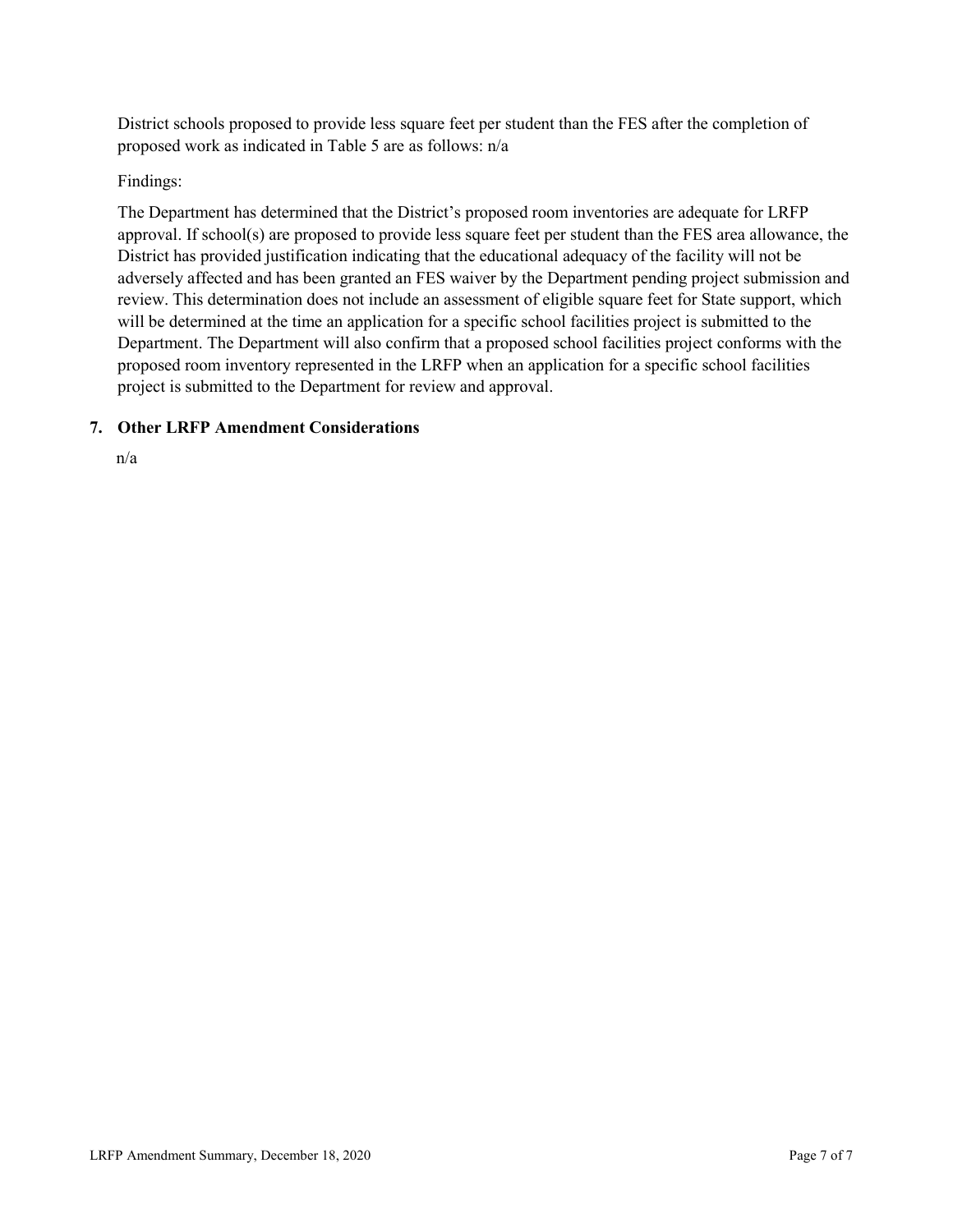District schools proposed to provide less square feet per student than the FES after the completion of proposed work as indicated in Table 5 are as follows: n/a

Findings:

The Department has determined that the District's proposed room inventories are adequate for LRFP approval. If school(s) are proposed to provide less square feet per student than the FES area allowance, the District has provided justification indicating that the educational adequacy of the facility will not be adversely affected and has been granted an FES waiver by the Department pending project submission and review. This determination does not include an assessment of eligible square feet for State support, which will be determined at the time an application for a specific school facilities project is submitted to the Department. The Department will also confirm that a proposed school facilities project conforms with the proposed room inventory represented in the LRFP when an application for a specific school facilities project is submitted to the Department for review and approval.

## 7. Other LRFP Amendment Considerations

n/a